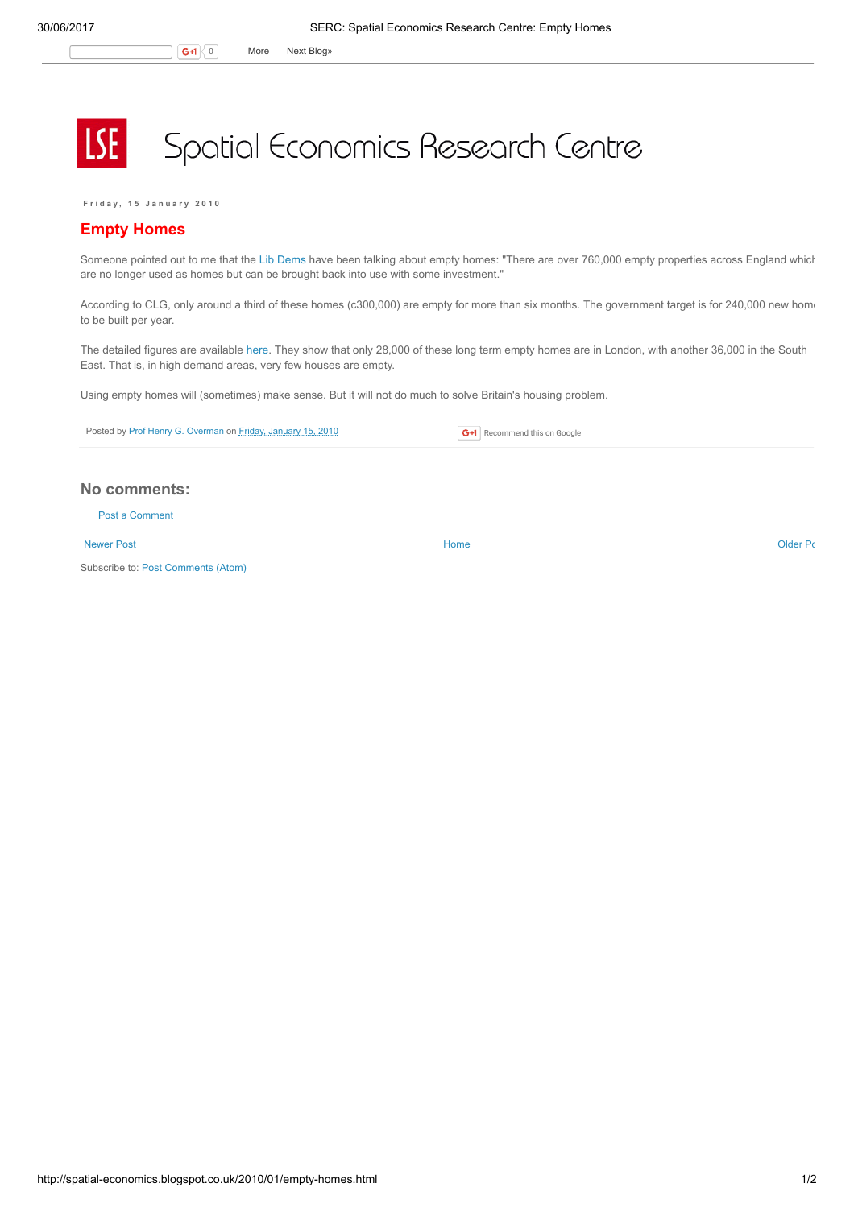# Spatial Economics Research Centre

Friday, 15 January 2010

## Empty Homes

Someone pointed out to me that the Lib Dems have been talking about empty homes: "There are over 760,000 empty properties across England whic are no longer used as homes but can be brought back into use with some investment."

According to CLG, only around a third of these homes (c300,000) are empty for more than six months. The government target is for 240,000 new hom to be built per year.

The detailed figures are available here. They show that only 28,000 of these long term empty homes are in London, with another 36,000 in the South East. That is, in high demand areas, very few houses are empty.

Using empty homes will (sometimes) make sense. But it will not do much to solve Britain's housing problem.

Posted by Prof Henry G. Overman on Friday, January 15, 2010

Recommend this on Google

### No comments:

Post a Comment

Newer Post | Home | Older Po

Subscribe to: Post Comments (Atom)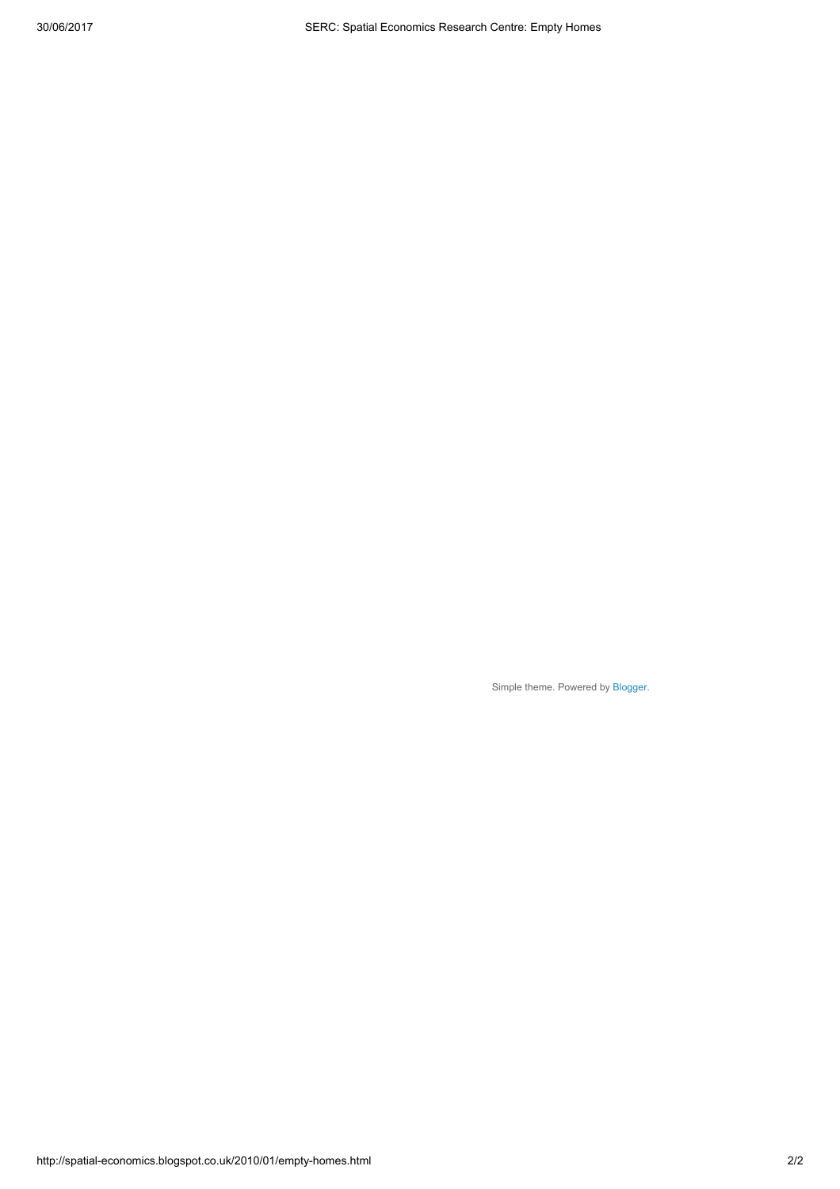Simple theme. Powered by Blogger.